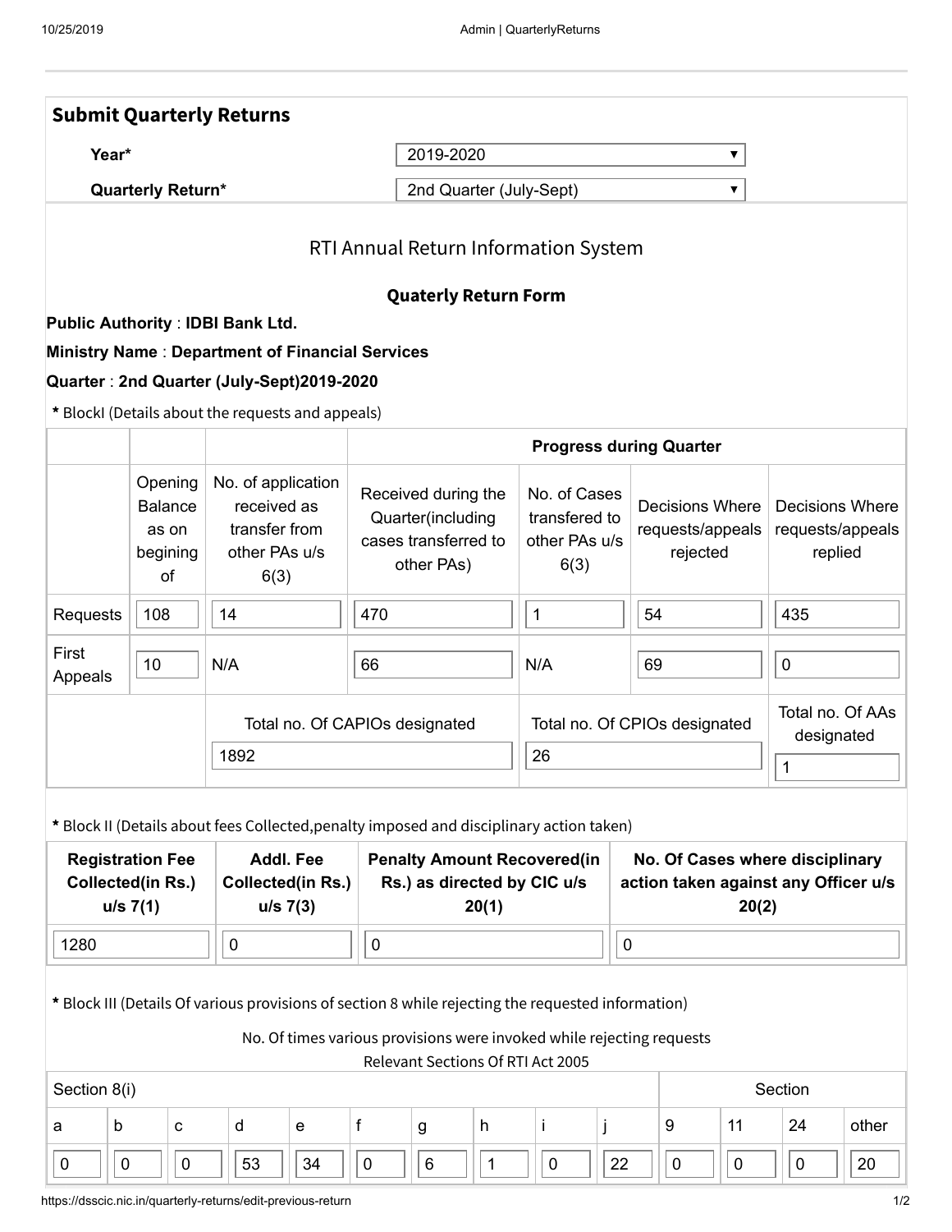## Submit Quarterly Returns

| | |
|---|---|
| **Year*** | 2019-2020 |
| **Quarterly Return*** | 2nd Quarter (July-Sept) |

### RTI Annual Return Information System

#### Quaterly Return Form

**Public Authority** : **IDBI Bank Ltd.**

**Ministry Name** : **Department of Financial Services**

**Quarter** : **2nd Quarter (July-Sept)2019-2020**

**\*** BlockI (Details about the requests and appeals)

| | | | Progress during Quarter | | | |
|---|---|---|---|---|---|---|
| | Opening Balance as on begining of | No. of application received as transfer from other PAs u/s 6(3) | Received during the Quarter(including cases transferred to other PAs) | No. of Cases transfered to other PAs u/s 6(3) | Decisions Where requests/appeals rejected | Decisions Where requests/appeals replied |
| Requests | 108 | 14 | 470 | 1 | 54 | 435 |
| First Appeals | 10 | N/A | 66 | N/A | 69 | 0 |
| | | Total no. Of CAPIOs designated: 1892 | | Total no. Of CPIOs designated: 26 | | Total no. Of AAs designated: 1 |

**\*** Block II (Details about fees Collected,penalty imposed and disciplinary action taken)

| Registration Fee Collected(in Rs.) u/s 7(1) | Addl. Fee Collected(in Rs.) u/s 7(3) | Penalty Amount Recovered(in Rs.) as directed by CIC u/s 20(1) | No. Of Cases where disciplinary action taken against any Officer u/s 20(2) |
|---|---|---|---|
| 1280 | 0 | 0 | 0 |

**\*** Block III (Details Of various provisions of section 8 while rejecting the requested information)

No. Of times various provisions were invoked while rejecting requests
Relevant Sections Of RTI Act 2005

| Section 8(i) | | | | | | | | | | Section | | | |
|---|---|---|---|---|---|---|---|---|---|---|---|---|---|
| a | b | c | d | e | f | g | h | i | j | 9 | 11 | 24 | other |
| 0 | 0 | 0 | 53 | 34 | 0 | 6 | 1 | 0 | 22 | 0 | 0 | 0 | 20 |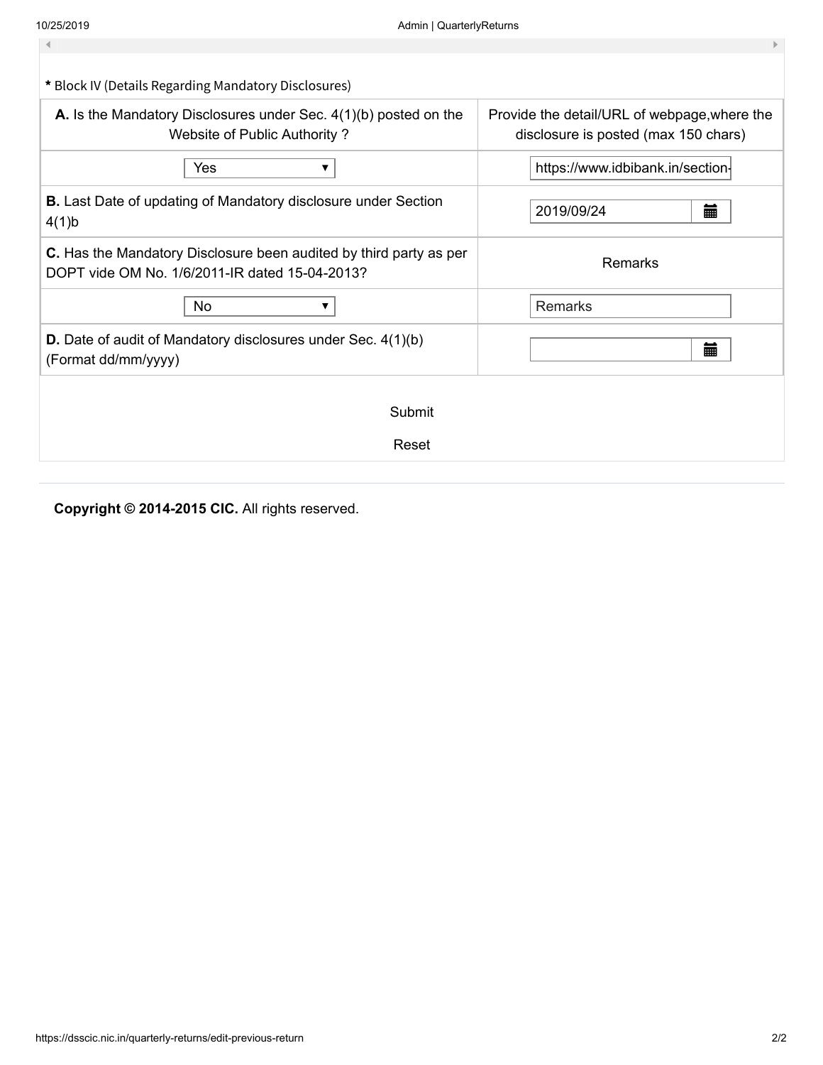**\*** Block IV (Details Regarding Mandatory Disclosures)

| | |
|---|---|
| **A.** Is the Mandatory Disclosures under Sec. 4(1)(b) posted on the Website of Public Authority ? | Provide the detail/URL of webpage,where the disclosure is posted (max 150 chars) |
| Yes | https://www.idbibank.in/section- |
| **B.** Last Date of updating of Mandatory disclosure under Section 4(1)b | 2019/09/24 |
| **C.** Has the Mandatory Disclosure been audited by third party as per DOPT vide OM No. 1/6/2011-IR dated 15-04-2013? | Remarks |
| No | Remarks |
| **D.** Date of audit of Mandatory disclosures under Sec. 4(1)(b) (Format dd/mm/yyyy) | |

Submit

Reset

**Copyright © 2014-2015 CIC.** All rights reserved.